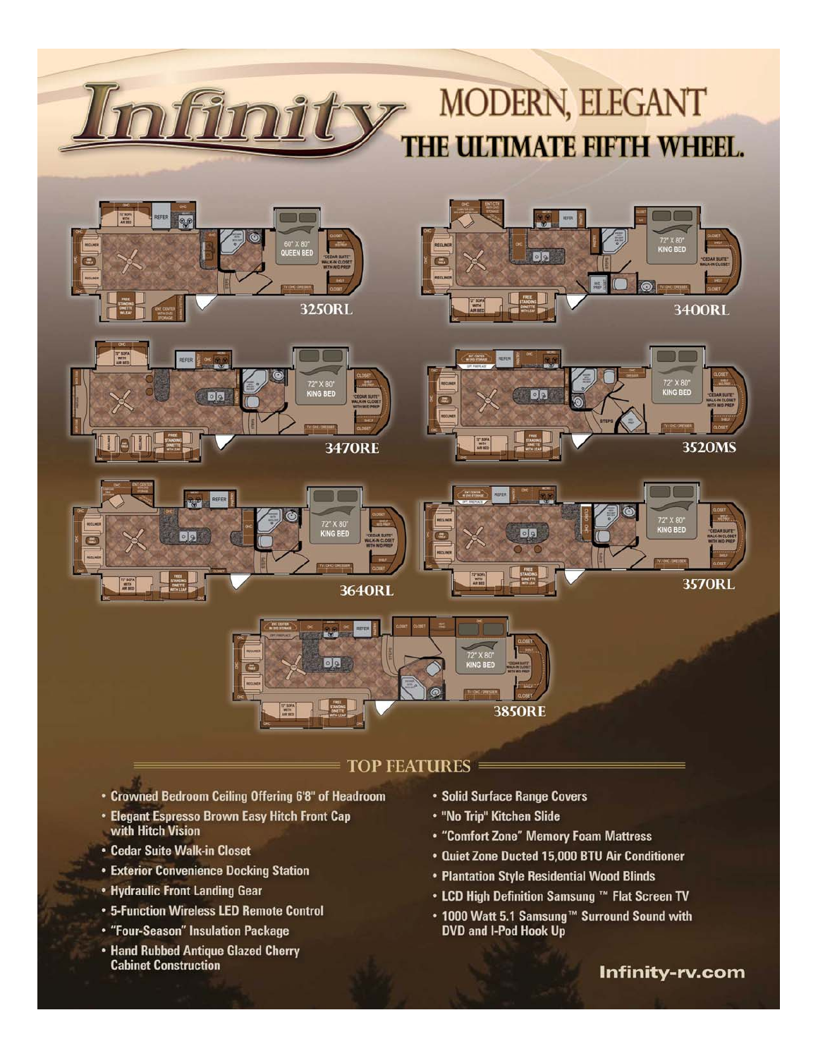# Infinity

## MODERN, ELEGANT
## THE ULTIMATE FIFTH WHEEL.

3250RL

3400RL

3470RE

3520MS

3640RL

3570RL

3850RE

## TOP FEATURES

- Crowned Bedroom Ceiling Offering 6'8" of Headroom
- Elegant Espresso Brown Easy Hitch Front Cap with Hitch Vision
- Cedar Suite Walk-in Closet
- Exterior Convenience Docking Station
- Hydraulic Front Landing Gear
- 5-Function Wireless LED Remote Control
- "Four-Season" Insulation Package
- Hand Rubbed Antique Glazed Cherry Cabinet Construction
- Solid Surface Range Covers
- "No Trip" Kitchen Slide
- "Comfort Zone" Memory Foam Mattress
- Quiet Zone Ducted 15,000 BTU Air Conditioner
- Plantation Style Residential Wood Blinds
- LCD High Definition Samsung ™ Flat Screen TV
- 1000 Watt 5.1 Samsung™ Surround Sound with DVD and I-Pod Hook Up

Infinity-rv.com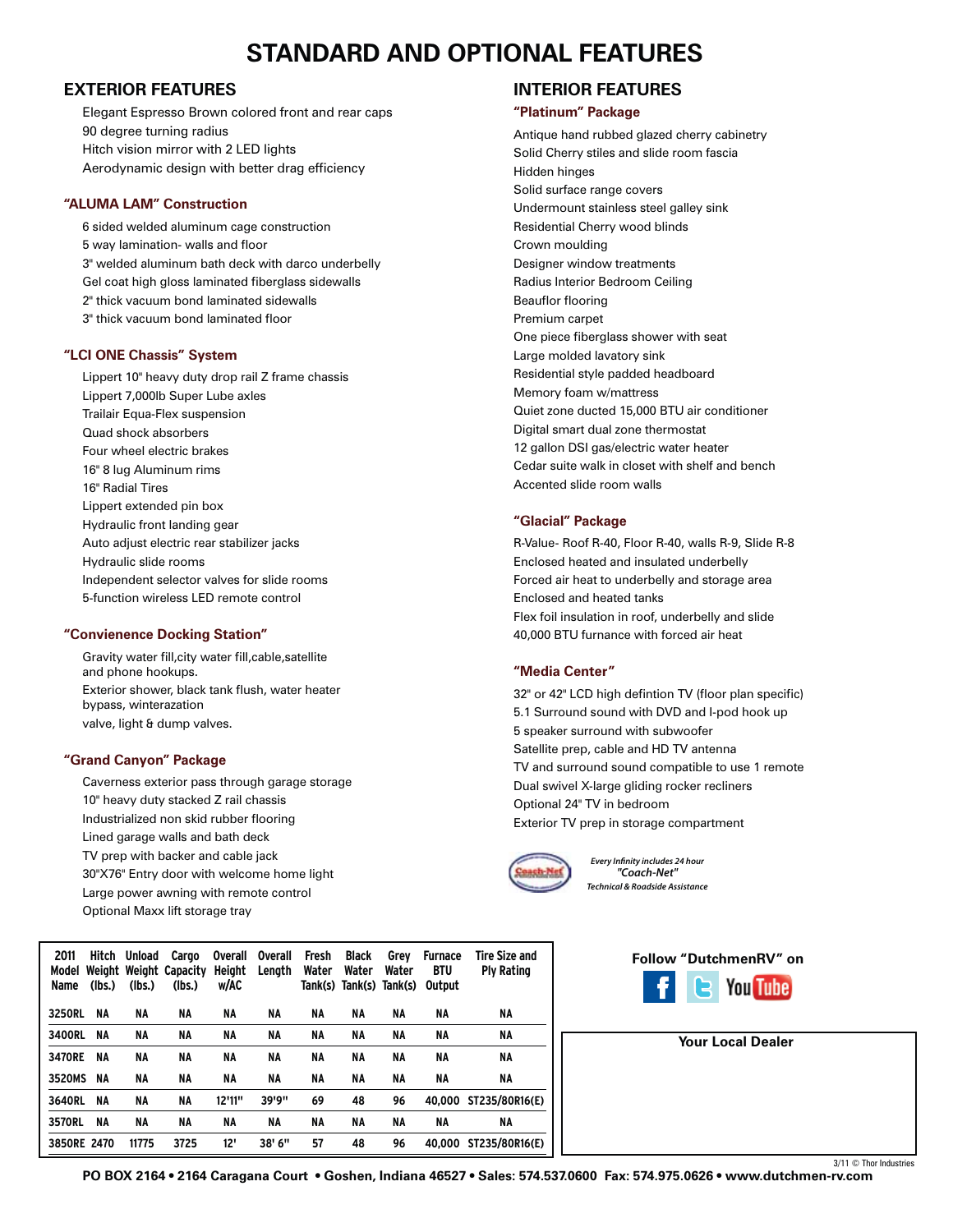# STANDARD AND OPTIONAL FEATURES

## EXTERIOR FEATURES

Elegant Espresso Brown colored front and rear caps
90 degree turning radius
Hitch vision mirror with 2 LED lights
Aerodynamic design with better drag efficiency

### "ALUMA LAM" Construction

6 sided welded aluminum cage construction
5 way lamination- walls and floor
3" welded aluminum bath deck with darco underbelly
Gel coat high gloss laminated fiberglass sidewalls
2" thick vacuum bond laminated sidewalls
3" thick vacuum bond laminated floor

### "LCI ONE Chassis" System

Lippert 10" heavy duty drop rail Z frame chassis
Lippert 7,000lb Super Lube axles
Trailair Equa-Flex suspension
Quad shock absorbers
Four wheel electric brakes
16" 8 lug Aluminum rims
16" Radial Tires
Lippert extended pin box
Hydraulic front landing gear
Auto adjust electric rear stabilizer jacks
Hydraulic slide rooms
Independent selector valves for slide rooms
5-function wireless LED remote control

### "Convienence Docking Station"

Gravity water fill,city water fill,cable,satellite and phone hookups.
Exterior shower, black tank flush, water heater bypass, winterazation
valve, light & dump valves.

### "Grand Canyon" Package

Caverness exterior pass through garage storage
10" heavy duty stacked Z rail chassis
Industrialized non skid rubber flooring
Lined garage walls and bath deck
TV prep with backer and cable jack
30"X76" Entry door with welcome home light
Large power awning with remote control
Optional Maxx lift storage tray

## INTERIOR FEATURES

### "Platinum" Package

Antique hand rubbed glazed cherry cabinetry
Solid Cherry stiles and slide room fascia
Hidden hinges
Solid surface range covers
Undermount stainless steel galley sink
Residential Cherry wood blinds
Crown moulding
Designer window treatments
Radius Interior Bedroom Ceiling
Beauflor flooring
Premium carpet
One piece fiberglass shower with seat
Large molded lavatory sink
Residential style padded headboard
Memory foam w/mattress
Quiet zone ducted 15,000 BTU air conditioner
Digital smart dual zone thermostat
12 gallon DSI gas/electric water heater
Cedar suite walk in closet with shelf and bench
Accented slide room walls

### "Glacial" Package

R-Value- Roof R-40, Floor R-40, walls R-9, Slide R-8
Enclosed heated and insulated underbelly
Forced air heat to underbelly and storage area
Enclosed and heated tanks
Flex foil insulation in roof, underbelly and slide
40,000 BTU furnace with forced air heat

### "Media Center"

32" or 42" LCD high defintion TV (floor plan specific)
5.1 Surround sound with DVD and I-pod hook up
5 speaker surround with subwoofer
Satellite prep, cable and HD TV antenna
TV and surround sound compatible to use 1 remote
Dual swivel X-large gliding rocker recliners
Optional 24" TV in bedroom
Exterior TV prep in storage compartment

*Every Infinity includes 24 hour "Coach-Net" Technical & Roadside Assistance*

| 2011 Model Name | Hitch Weight (lbs.) | Unload Weight (lbs.) | Cargo Capacity (lbs.) | Overall Height w/AC | Overall Length | Fresh Water Tank(s) | Black Water Tank(s) | Grey Water Tank(s) | Furnace BTU Output | Tire Size and Ply Rating |
|---|---|---|---|---|---|---|---|---|---|---|
| 3250RL | NA | NA | NA | NA | NA | NA | NA | NA | NA | NA |
| 3400RL | NA | NA | NA | NA | NA | NA | NA | NA | NA | NA |
| 3470RE | NA | NA | NA | NA | NA | NA | NA | NA | NA | NA |
| 3520MS | NA | NA | NA | NA | NA | NA | NA | NA | NA | NA |
| 3640RL | NA | NA | NA | 12'11" | 39'9" | 69 | 48 | 96 | 40,000 | ST235/80R16(E) |
| 3570RL | NA | NA | NA | NA | NA | NA | NA | NA | NA | NA |
| 3850RE | 2470 | 11775 | 3725 | 12' | 38' 6" | 57 | 48 | 96 | 40,000 | ST235/80R16(E) |

Follow "DutchmenRV" on

Your Local Dealer

3/11 © Thor Industries

PO BOX 2164 • 2164 Caragana Court • Goshen, Indiana 46527 • Sales: 574.537.0600 Fax: 574.975.0626 • www.dutchmen-rv.com